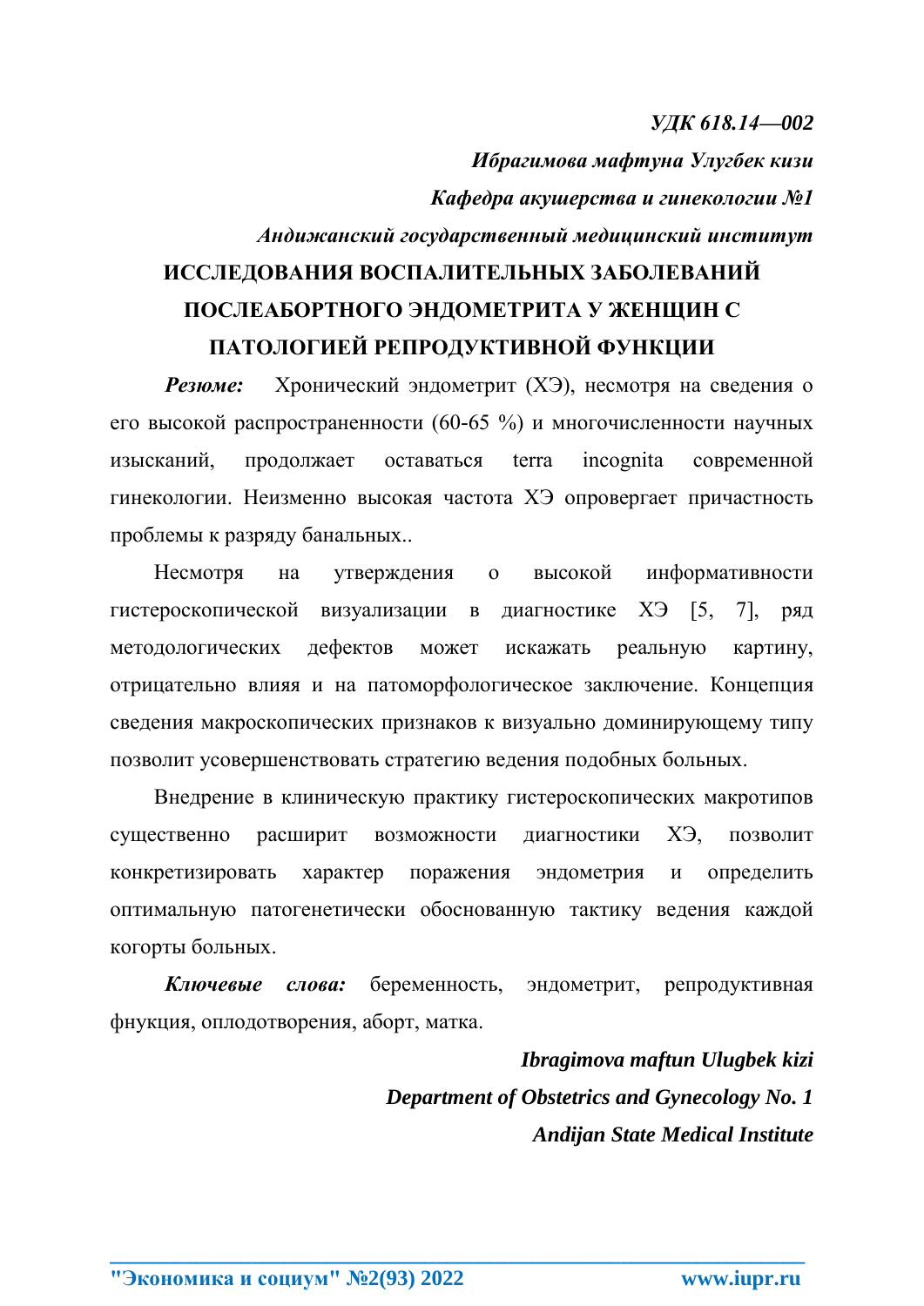*УДК 618.14—002*

***Ибрагимова мафтуна Улугбек кизи***

***Кафедра акушерства и гинекологии №1***

***Андижанский государственный медицинский институт***

# ИССЛЕДОВАНИЯ ВОСПАЛИТЕЛЬНЫХ ЗАБОЛЕВАНИЙ ПОСЛЕАБОРТНОГО ЭНДОМЕТРИТА У ЖЕНЩИН С ПАТОЛОГИЕЙ РЕПРОДУКТИВНОЙ ФУНКЦИИ

***Резюме:*** Хронический эндометрит (ХЭ), несмотря на сведения о его высокой распространенности (60-65 %) и многочисленности научных изысканий, продолжает оставаться terra incognita современной гинекологии. Неизменно высокая частота ХЭ опровергает причастность проблемы к разряду банальных..

Несмотря на утверждения о высокой информативности гистероскопической визуализации в диагностике ХЭ [5, 7], ряд методологических дефектов может искажать реальную картину, отрицательно влияя и на патоморфологическое заключение. Концепция сведения макроскопических признаков к визуально доминирующему типу позволит усовершенствовать стратегию ведения подобных больных.

Внедрение в клиническую практику гистероскопических макротипов существенно расширит возможности диагностики ХЭ, позволит конкретизировать характер поражения эндометрия и определить оптимальную патогенетически обоснованную тактику ведения каждой когорты больных.

***Ключевые слова:*** беременность, эндометрит, репродуктивная фнукция, оплодотворения, аборт, матка.

***Ibragimova maftun Ulugbek kizi***

***Department of Obstetrics and Gynecology No. 1***

***Andijan State Medical Institute***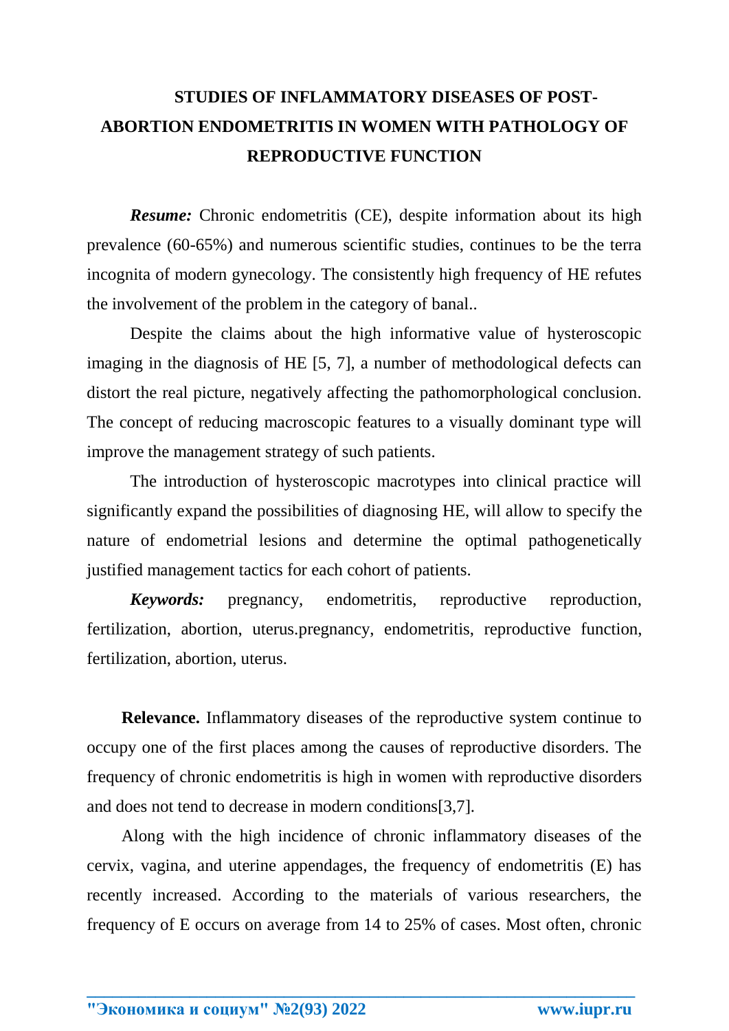# STUDIES OF INFLAMMATORY DISEASES OF POST-ABORTION ENDOMETRITIS IN WOMEN WITH PATHOLOGY OF REPRODUCTIVE FUNCTION

***Resume:*** Chronic endometritis (CE), despite information about its high prevalence (60-65%) and numerous scientific studies, continues to be the terra incognita of modern gynecology. The consistently high frequency of HE refutes the involvement of the problem in the category of banal..

Despite the claims about the high informative value of hysteroscopic imaging in the diagnosis of HE [5, 7], a number of methodological defects can distort the real picture, negatively affecting the pathomorphological conclusion. The concept of reducing macroscopic features to a visually dominant type will improve the management strategy of such patients.

The introduction of hysteroscopic macrotypes into clinical practice will significantly expand the possibilities of diagnosing HE, will allow to specify the nature of endometrial lesions and determine the optimal pathogenetically justified management tactics for each cohort of patients.

***Keywords:*** pregnancy, endometritis, reproductive reproduction, fertilization, abortion, uterus.pregnancy, endometritis, reproductive function, fertilization, abortion, uterus.

**Relevance.** Inflammatory diseases of the reproductive system continue to occupy one of the first places among the causes of reproductive disorders. The frequency of chronic endometritis is high in women with reproductive disorders and does not tend to decrease in modern conditions[3,7].

Along with the high incidence of chronic inflammatory diseases of the cervix, vagina, and uterine appendages, the frequency of endometritis (E) has recently increased. According to the materials of various researchers, the frequency of E occurs on average from 14 to 25% of cases. Most often, chronic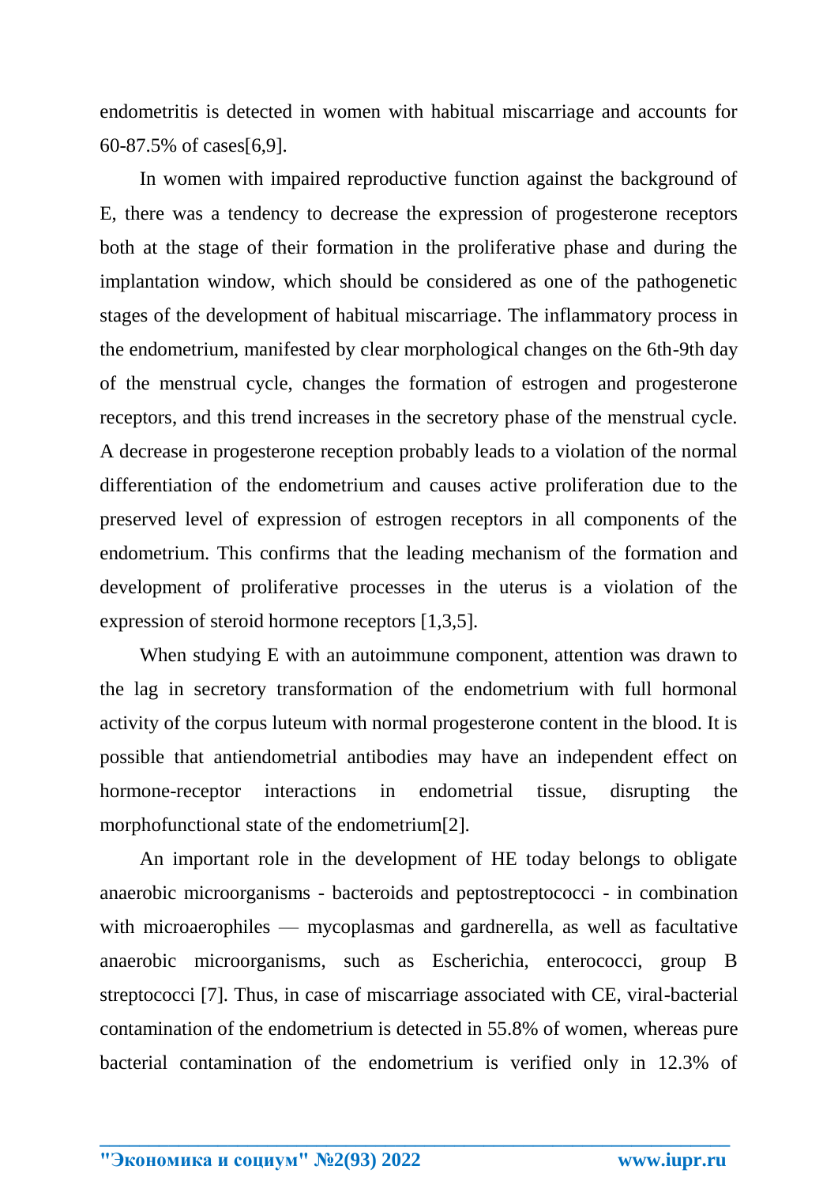endometritis is detected in women with habitual miscarriage and accounts for 60-87.5% of cases[6,9].

In women with impaired reproductive function against the background of E, there was a tendency to decrease the expression of progesterone receptors both at the stage of their formation in the proliferative phase and during the implantation window, which should be considered as one of the pathogenetic stages of the development of habitual miscarriage. The inflammatory process in the endometrium, manifested by clear morphological changes on the 6th-9th day of the menstrual cycle, changes the formation of estrogen and progesterone receptors, and this trend increases in the secretory phase of the menstrual cycle. A decrease in progesterone reception probably leads to a violation of the normal differentiation of the endometrium and causes active proliferation due to the preserved level of expression of estrogen receptors in all components of the endometrium. This confirms that the leading mechanism of the formation and development of proliferative processes in the uterus is a violation of the expression of steroid hormone receptors [1,3,5].

When studying E with an autoimmune component, attention was drawn to the lag in secretory transformation of the endometrium with full hormonal activity of the corpus luteum with normal progesterone content in the blood. It is possible that antiendometrial antibodies may have an independent effect on hormone-receptor interactions in endometrial tissue, disrupting the morphofunctional state of the endometrium[2].

An important role in the development of HE today belongs to obligate anaerobic microorganisms - bacteroids and peptostreptococci - in combination with microaerophiles — mycoplasmas and gardnerella, as well as facultative anaerobic microorganisms, such as Escherichia, enterococci, group B streptococci [7]. Thus, in case of miscarriage associated with CE, viral-bacterial contamination of the endometrium is detected in 55.8% of women, whereas pure bacterial contamination of the endometrium is verified only in 12.3% of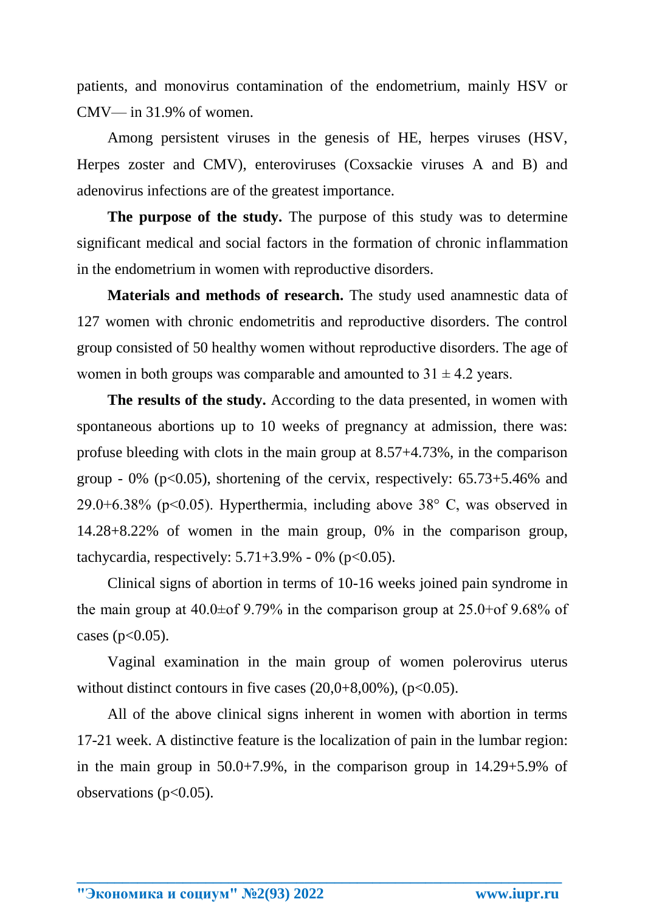patients, and monovirus contamination of the endometrium, mainly HSV or CMV— in 31.9% of women.

Among persistent viruses in the genesis of HE, herpes viruses (HSV, Herpes zoster and CMV), enteroviruses (Coxsackie viruses A and B) and adenovirus infections are of the greatest importance.

**The purpose of the study.** The purpose of this study was to determine significant medical and social factors in the formation of chronic inflammation in the endometrium in women with reproductive disorders.

**Materials and methods of research.** The study used anamnestic data of 127 women with chronic endometritis and reproductive disorders. The control group consisted of 50 healthy women without reproductive disorders. The age of women in both groups was comparable and amounted to $31 \pm 4.2$ years.

**The results of the study.** According to the data presented, in women with spontaneous abortions up to 10 weeks of pregnancy at admission, there was: profuse bleeding with clots in the main group at 8.57+4.73%, in the comparison group - 0% ($p<0.05$), shortening of the cervix, respectively: 65.73+5.46% and 29.0+6.38% ($p<0.05$). Hyperthermia, including above 38° C, was observed in 14.28+8.22% of women in the main group, 0% in the comparison group, tachycardia, respectively: 5.71+3.9% - 0% ($p<0.05$).

Clinical signs of abortion in terms of 10-16 weeks joined pain syndrome in the main group at 40.0±of 9.79% in the comparison group at 25.0+of 9.68% of cases ($p<0.05$).

Vaginal examination in the main group of women polerovirus uterus without distinct contours in five cases (20,0+8,00%), ($p<0.05$).

All of the above clinical signs inherent in women with abortion in terms 17-21 week. A distinctive feature is the localization of pain in the lumbar region: in the main group in 50.0+7.9%, in the comparison group in 14.29+5.9% of observations ($p<0.05$).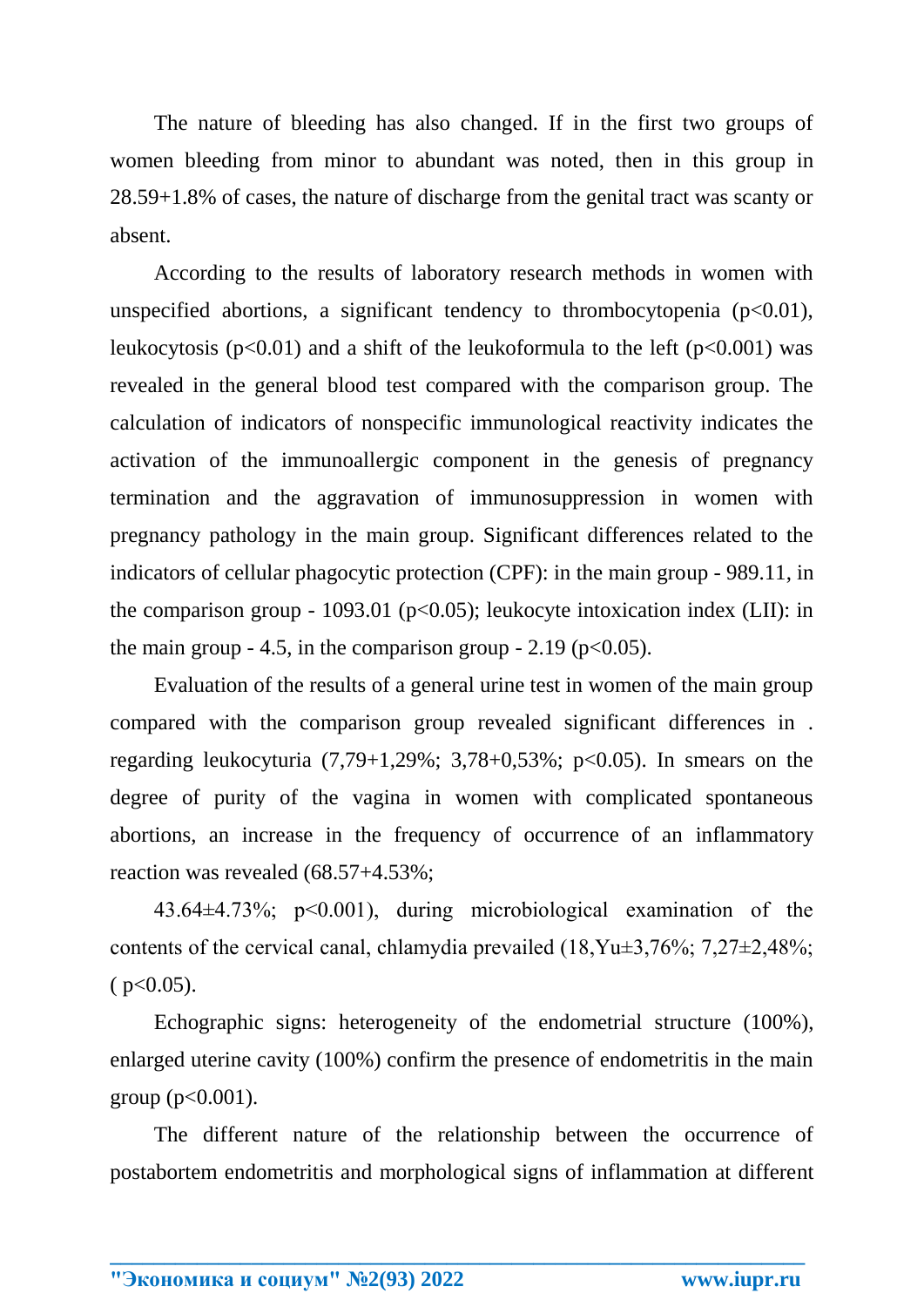The nature of bleeding has also changed. If in the first two groups of women bleeding from minor to abundant was noted, then in this group in 28.59+1.8% of cases, the nature of discharge from the genital tract was scanty or absent.

According to the results of laboratory research methods in women with unspecified abortions, a significant tendency to thrombocytopenia ($p<0.01$), leukocytosis ($p<0.01$) and a shift of the leukoformula to the left ($p<0.001$) was revealed in the general blood test compared with the comparison group. The calculation of indicators of nonspecific immunological reactivity indicates the activation of the immunoallergic component in the genesis of pregnancy termination and the aggravation of immunosuppression in women with pregnancy pathology in the main group. Significant differences related to the indicators of cellular phagocytic protection (CPF): in the main group - 989.11, in the comparison group - 1093.01 ($p<0.05$); leukocyte intoxication index (LII): in the main group - 4.5, in the comparison group - 2.19 ($p<0.05$).

Evaluation of the results of a general urine test in women of the main group compared with the comparison group revealed significant differences in . regarding leukocyturia (7,79+1,29%; 3,78+0,53%; $p<0.05$). In smears on the degree of purity of the vagina in women with complicated spontaneous abortions, an increase in the frequency of occurrence of an inflammatory reaction was revealed (68.57+4.53%;

43.64±4.73%; $p<0.001$), during microbiological examination of the contents of the cervical canal, chlamydia prevailed (18,Yu±3,76%; 7,27±2,48%; ( $p<0.05$).

Echographic signs: heterogeneity of the endometrial structure (100%), enlarged uterine cavity (100%) confirm the presence of endometritis in the main group ($p<0.001$).

The different nature of the relationship between the occurrence of postabortem endometritis and morphological signs of inflammation at different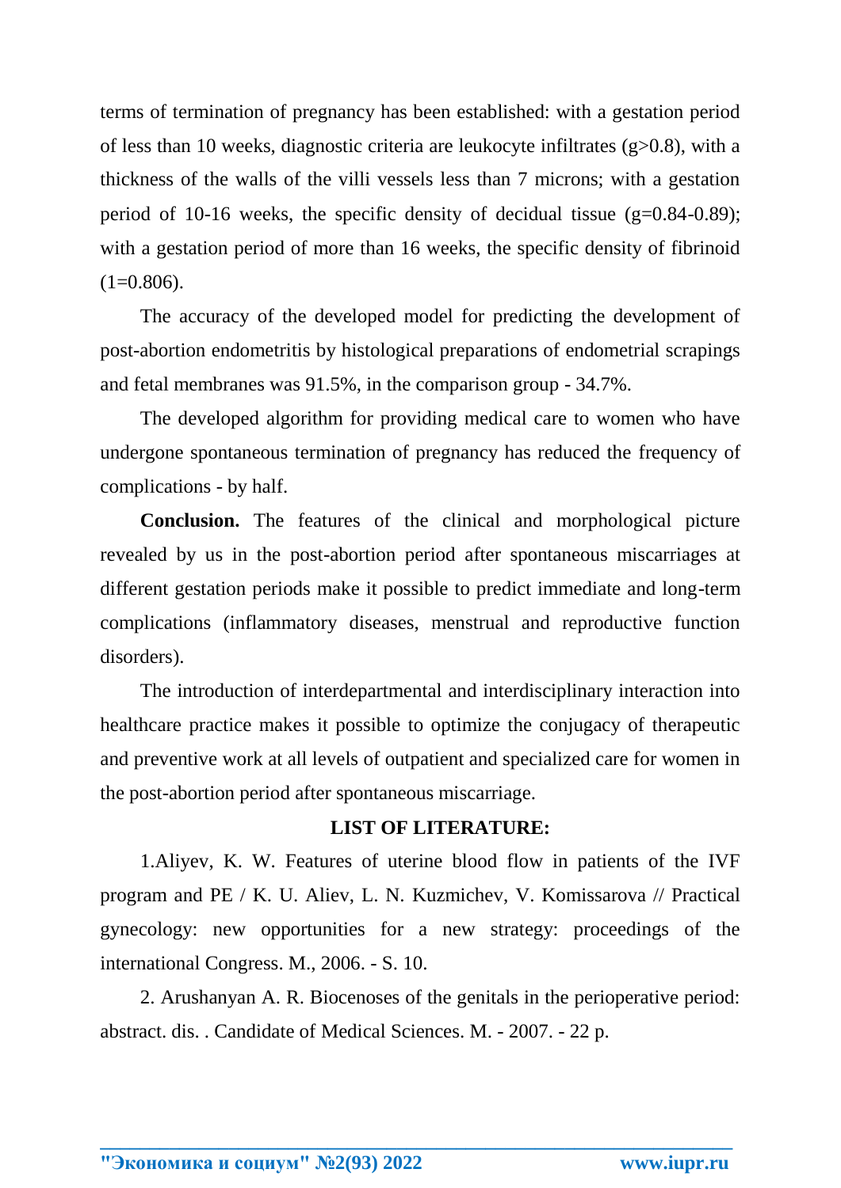terms of termination of pregnancy has been established: with a gestation period of less than 10 weeks, diagnostic criteria are leukocyte infiltrates ($g>0.8$), with a thickness of the walls of the villi vessels less than 7 microns; with a gestation period of 10-16 weeks, the specific density of decidual tissue ($g=0.84$-$0.89$); with a gestation period of more than 16 weeks, the specific density of fibrinoid ($1=0.806$).

The accuracy of the developed model for predicting the development of post-abortion endometritis by histological preparations of endometrial scrapings and fetal membranes was 91.5%, in the comparison group - 34.7%.

The developed algorithm for providing medical care to women who have undergone spontaneous termination of pregnancy has reduced the frequency of complications - by half.

**Conclusion.** The features of the clinical and morphological picture revealed by us in the post-abortion period after spontaneous miscarriages at different gestation periods make it possible to predict immediate and long-term complications (inflammatory diseases, menstrual and reproductive function disorders).

The introduction of interdepartmental and interdisciplinary interaction into healthcare practice makes it possible to optimize the conjugacy of therapeutic and preventive work at all levels of outpatient and specialized care for women in the post-abortion period after spontaneous miscarriage.

**LIST OF LITERATURE:**

1.Aliyev, K. W. Features of uterine blood flow in patients of the IVF program and PE / K. U. Aliev, L. N. Kuzmichev, V. Komissarova // Practical gynecology: new opportunities for a new strategy: proceedings of the international Congress. M., 2006. - S. 10.

2. Arushanyan A. R. Biocenoses of the genitals in the perioperative period: abstract. dis. . Candidate of Medical Sciences. M. - 2007. - 22 p.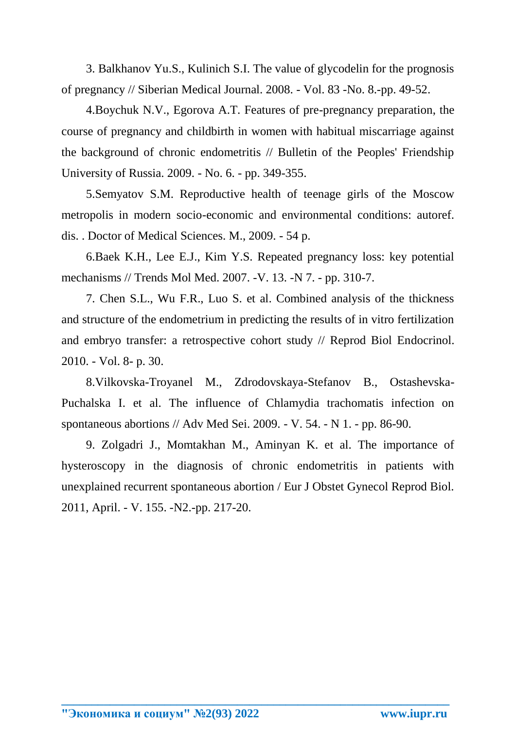3. Balkhanov Yu.S., Kulinich S.I. The value of glycodelin for the prognosis of pregnancy // Siberian Medical Journal. 2008. - Vol. 83 -No. 8.-pp. 49-52.

4.Boychuk N.V., Egorova A.T. Features of pre-pregnancy preparation, the course of pregnancy and childbirth in women with habitual miscarriage against the background of chronic endometritis // Bulletin of the Peoples' Friendship University of Russia. 2009. - No. 6. - pp. 349-355.

5.Semyatov S.M. Reproductive health of teenage girls of the Moscow metropolis in modern socio-economic and environmental conditions: autoref. dis. . Doctor of Medical Sciences. M., 2009. - 54 p.

6.Baek K.H., Lee E.J., Kim Y.S. Repeated pregnancy loss: key potential mechanisms // Trends Mol Med. 2007. -V. 13. -N 7. - pp. 310-7.

7. Chen S.L., Wu F.R., Luo S. et al. Combined analysis of the thickness and structure of the endometrium in predicting the results of in vitro fertilization and embryo transfer: a retrospective cohort study // Reprod Biol Endocrinol. 2010. - Vol. 8- p. 30.

8.Vilkovska-Troyanel M., Zdrodovskaya-Stefanov B., Ostashevska-Puchalska I. et al. The influence of Chlamydia trachomatis infection on spontaneous abortions // Adv Med Sei. 2009. - V. 54. - N 1. - pp. 86-90.

9. Zolgadri J., Momtakhan M., Aminyan K. et al. The importance of hysteroscopy in the diagnosis of chronic endometritis in patients with unexplained recurrent spontaneous abortion / Eur J Obstet Gynecol Reprod Biol. 2011, April. - V. 155. -N2.-pp. 217-20.